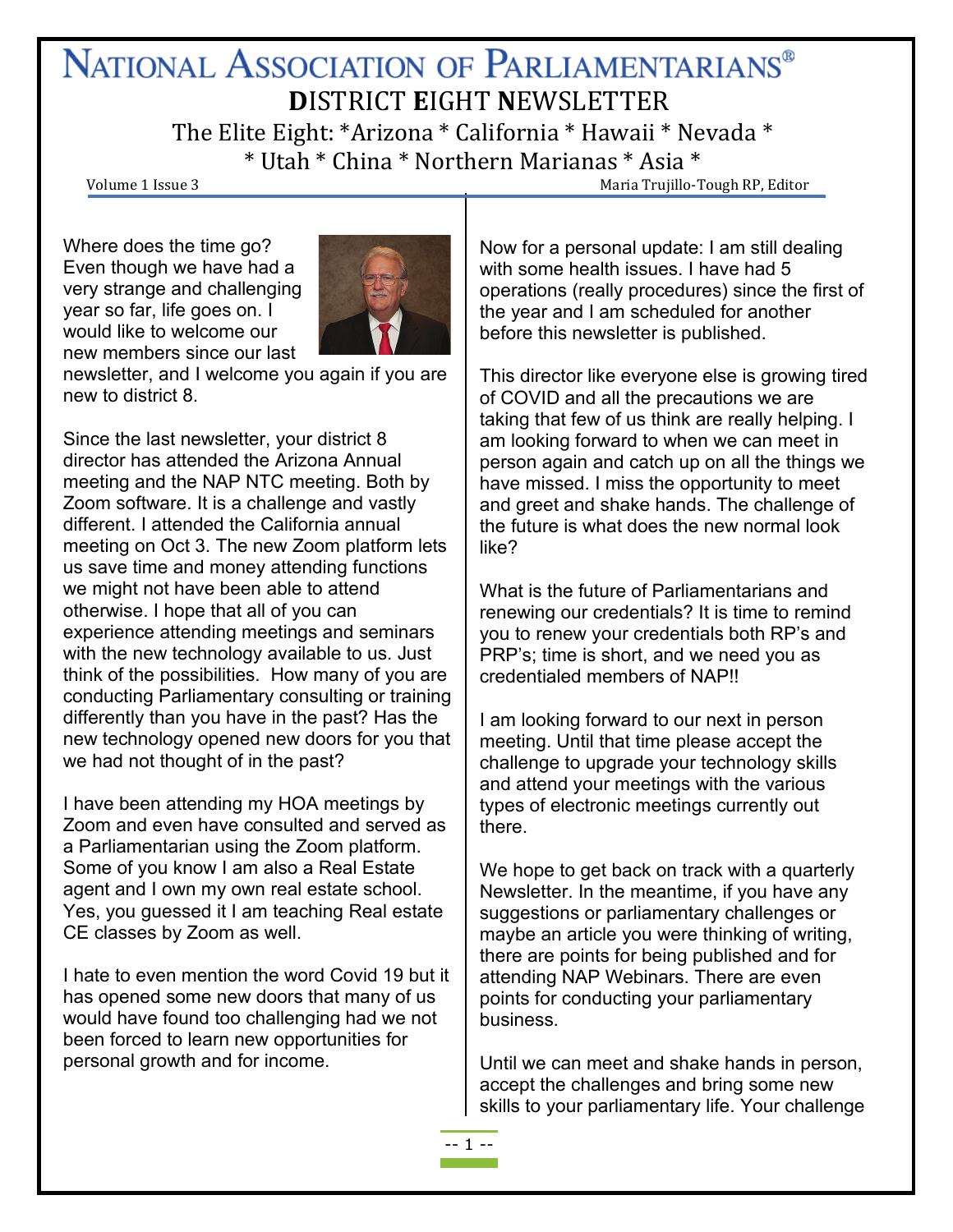# NATIONAL ASSOCIATION OF PARLIAMENTARIANS®

## DISTRICT EIGHT NEWSLETTER

The Elite Eight: *Arizona * California * Hawaii * Nevada *
* Utah * China * Northern Marianas * Asia *

Volume 1 Issue 3 — Maria Trujillo-Tough RP, Editor

Where does the time go? Even though we have had a very strange and challenging year so far, life goes on. I would like to welcome our new members since our last newsletter, and I welcome you again if you are new to district 8.

Since the last newsletter, your district 8 director has attended the Arizona Annual meeting and the NAP NTC meeting. Both by Zoom software. It is a challenge and vastly different. I attended the California annual meeting on Oct 3. The new Zoom platform lets us save time and money attending functions we might not have been able to attend otherwise. I hope that all of you can experience attending meetings and seminars with the new technology available to us. Just think of the possibilities. How many of you are conducting Parliamentary consulting or training differently than you have in the past? Has the new technology opened new doors for you that we had not thought of in the past?

I have been attending my HOA meetings by Zoom and even have consulted and served as a Parliamentarian using the Zoom platform. Some of you know I am also a Real Estate agent and I own my own real estate school. Yes, you guessed it I am teaching Real estate CE classes by Zoom as well.

I hate to even mention the word Covid 19 but it has opened some new doors that many of us would have found too challenging had we not been forced to learn new opportunities for personal growth and for income.

Now for a personal update: I am still dealing with some health issues. I have had 5 operations (really procedures) since the first of the year and I am scheduled for another before this newsletter is published.

This director like everyone else is growing tired of COVID and all the precautions we are taking that few of us think are really helping. I am looking forward to when we can meet in person again and catch up on all the things we have missed. I miss the opportunity to meet and greet and shake hands. The challenge of the future is what does the new normal look like?

What is the future of Parliamentarians and renewing our credentials? It is time to remind you to renew your credentials both RP's and PRP's; time is short, and we need you as credentialed members of NAP!!

I am looking forward to our next in person meeting. Until that time please accept the challenge to upgrade your technology skills and attend your meetings with the various types of electronic meetings currently out there.

We hope to get back on track with a quarterly Newsletter. In the meantime, if you have any suggestions or parliamentary challenges or maybe an article you were thinking of writing, there are points for being published and for attending NAP Webinars. There are even points for conducting your parliamentary business.

Until we can meet and shake hands in person, accept the challenges and bring some new skills to your parliamentary life. Your challenge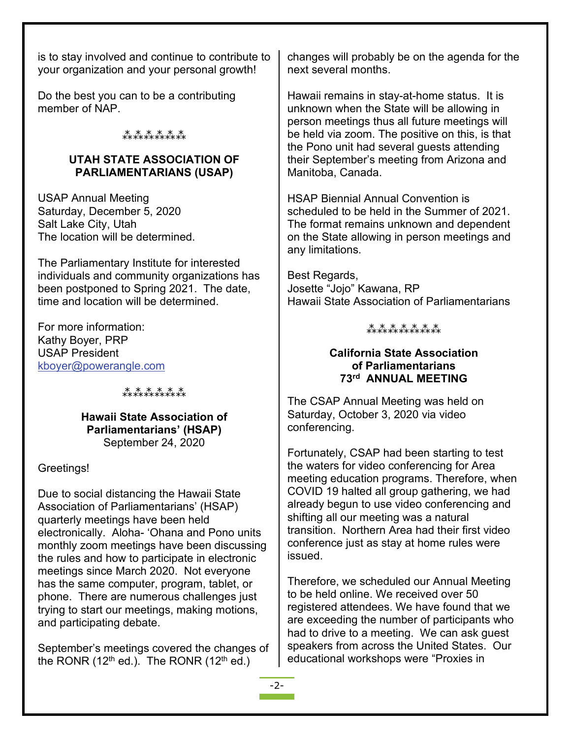is to stay involved and continue to contribute to your organization and your personal growth!

Do the best you can to be a contributing member of NAP.

*\*\*\*\*\*\*\*\*\*\**

### UTAH STATE ASSOCIATION OF PARLIAMENTARIANS (USAP)

USAP Annual Meeting
Saturday, December 5, 2020
Salt Lake City, Utah
The location will be determined.

The Parliamentary Institute for interested individuals and community organizations has been postponed to Spring 2021. The date, time and location will be determined.

For more information:
Kathy Boyer, PRP
USAP President
kboyer@powerangle.com

*\*\*\*\*\*\*\*\*\*\**

### Hawaii State Association of Parliamentarians' (HSAP)

September 24, 2020

Greetings!

Due to social distancing the Hawaii State Association of Parliamentarians' (HSAP) quarterly meetings have been held electronically. Aloha- 'Ohana and Pono units monthly zoom meetings have been discussing the rules and how to participate in electronic meetings since March 2020. Not everyone has the same computer, program, tablet, or phone. There are numerous challenges just trying to start our meetings, making motions, and participating debate.

September's meetings covered the changes of the RONR (12th ed.). The RONR (12th ed.) changes will probably be on the agenda for the next several months.

Hawaii remains in stay-at-home status. It is unknown when the State will be allowing in person meetings thus all future meetings will be held via zoom. The positive on this, is that the Pono unit had several guests attending their September's meeting from Arizona and Manitoba, Canada.

HSAP Biennial Annual Convention is scheduled to be held in the Summer of 2021. The format remains unknown and dependent on the State allowing in person meetings and any limitations.

Best Regards,
Josette "Jojo" Kawana, RP
Hawaii State Association of Parliamentarians

*\*\*\*\*\*\*\*\*\*\*\*\*\**

### California State Association of Parliamentarians 73rd ANNUAL MEETING

The CSAP Annual Meeting was held on Saturday, October 3, 2020 via video conferencing.

Fortunately, CSAP had been starting to test the waters for video conferencing for Area meeting education programs. Therefore, when COVID 19 halted all group gathering, we had already begun to use video conferencing and shifting all our meeting was a natural transition. Northern Area had their first video conference just as stay at home rules were issued.

Therefore, we scheduled our Annual Meeting to be held online. We received over 50 registered attendees. We have found that we are exceeding the number of participants who had to drive to a meeting. We can ask guest speakers from across the United States. Our educational workshops were "Proxies in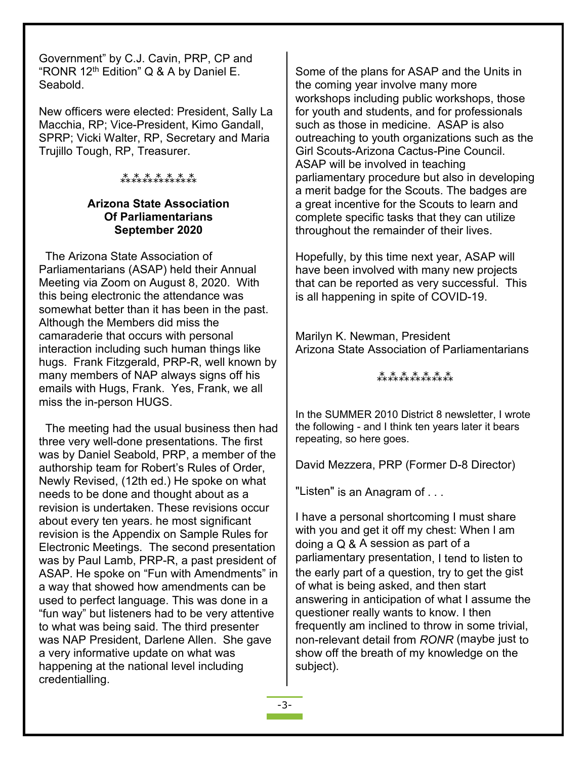Government" by C.J. Cavin, PRP, CP and "RONR 12th Edition" Q & A by Daniel E. Seabold.

New officers were elected: President, Sally La Macchia, RP; Vice-President, Kimo Gandall, SPRP; Vicki Walter, RP, Secretary and Maria Trujillo Tough, RP, Treasurer.

*************

**Arizona State Association Of Parliamentarians September 2020**

The Arizona State Association of Parliamentarians (ASAP) held their Annual Meeting via Zoom on August 8, 2020. With this being electronic the attendance was somewhat better than it has been in the past. Although the Members did miss the camaraderie that occurs with personal interaction including such human things like hugs. Frank Fitzgerald, PRP-R, well known by many members of NAP always signs off his emails with Hugs, Frank. Yes, Frank, we all miss the in-person HUGS.

The meeting had the usual business then had three very well-done presentations. The first was by Daniel Seabold, PRP, a member of the authorship team for Robert's Rules of Order, Newly Revised, (12th ed.) He spoke on what needs to be done and thought about as a revision is undertaken. These revisions occur about every ten years. he most significant revision is the Appendix on Sample Rules for Electronic Meetings. The second presentation was by Paul Lamb, PRP-R, a past president of ASAP. He spoke on "Fun with Amendments" in a way that showed how amendments can be used to perfect language. This was done in a "fun way" but listeners had to be very attentive to what was being said. The third presenter was NAP President, Darlene Allen. She gave a very informative update on what was happening at the national level including credentialling.

Some of the plans for ASAP and the Units in the coming year involve many more workshops including public workshops, those for youth and students, and for professionals such as those in medicine. ASAP is also outreaching to youth organizations such as the Girl Scouts-Arizona Cactus-Pine Council. ASAP will be involved in teaching parliamentary procedure but also in developing a merit badge for the Scouts. The badges are a great incentive for the Scouts to learn and complete specific tasks that they can utilize throughout the remainder of their lives.

Hopefully, by this time next year, ASAP will have been involved with many new projects that can be reported as very successful. This is all happening in spite of COVID-19.

Marilyn K. Newman, President
Arizona State Association of Parliamentarians

*************

In the SUMMER 2010 District 8 newsletter, I wrote the following - and I think ten years later it bears repeating, so here goes.

David Mezzera, PRP (Former D-8 Director)

"Listen" is an Anagram of . . .

I have a personal shortcoming I must share with you and get it off my chest: When I am doing a Q & A session as part of a parliamentary presentation, I tend to listen to the early part of a question, try to get the gist of what is being asked, and then start answering in anticipation of what I assume the questioner really wants to know. I then frequently am inclined to throw in some trivial, non-relevant detail from *RONR* (maybe just to show off the breath of my knowledge on the subject).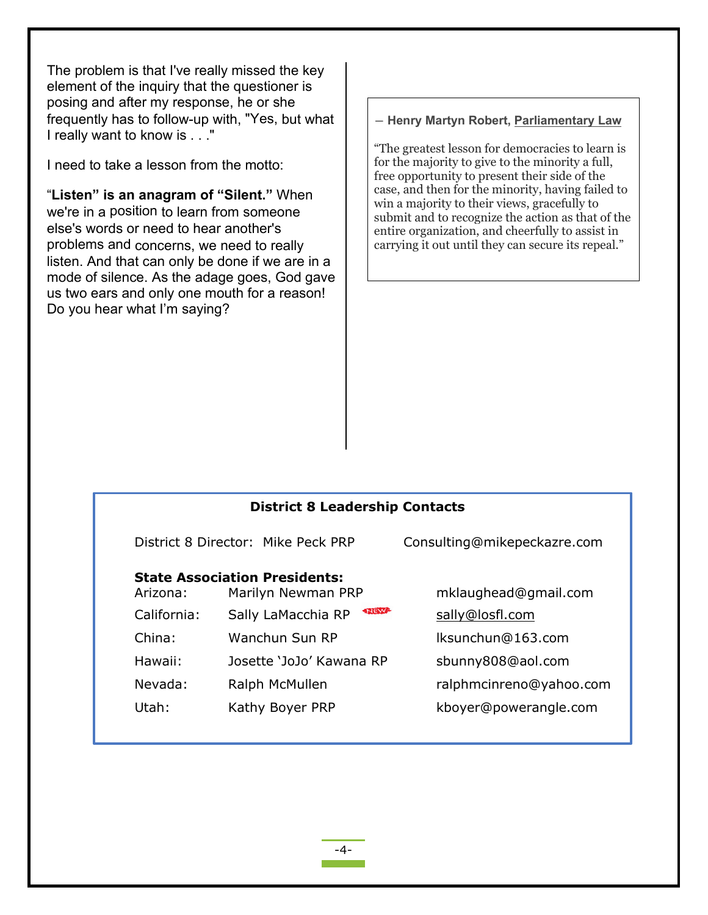The problem is that I've really missed the key element of the inquiry that the questioner is posing and after my response, he or she frequently has to follow-up with, "Yes, but what I really want to know is . . ."

I need to take a lesson from the motto:

"**Listen" is an anagram of "Silent."** When we're in a position to learn from someone else's words or need to hear another's problems and concerns, we need to really listen. And that can only be done if we are in a mode of silence. As the adage goes, God gave us two ears and only one mouth for a reason! Do you hear what I'm saying?

― **Henry Martyn Robert, Parliamentary Law**

"The greatest lesson for democracies to learn is for the majority to give to the minority a full, free opportunity to present their side of the case, and then for the minority, having failed to win a majority to their views, gracefully to submit and to recognize the action as that of the entire organization, and cheerfully to assist in carrying it out until they can secure its repeal."

## District 8 Leadership Contacts

District 8 Director: Mike Peck PRP — Consulting@mikepeckazre.com

**State Association Presidents:**

| | | |
|---|---|---|
| Arizona: | Marilyn Newman PRP | mklaughead@gmail.com |
| California: | Sally LaMacchia RP NEW | sally@losfl.com |
| China: | Wanchun Sun RP | lksunchun@163.com |
| Hawaii: | Josette 'JoJo' Kawana RP | sbunny808@aol.com |
| Nevada: | Ralph McMullen | ralphmcinreno@yahoo.com |
| Utah: | Kathy Boyer PRP | kboyer@powerangle.com |